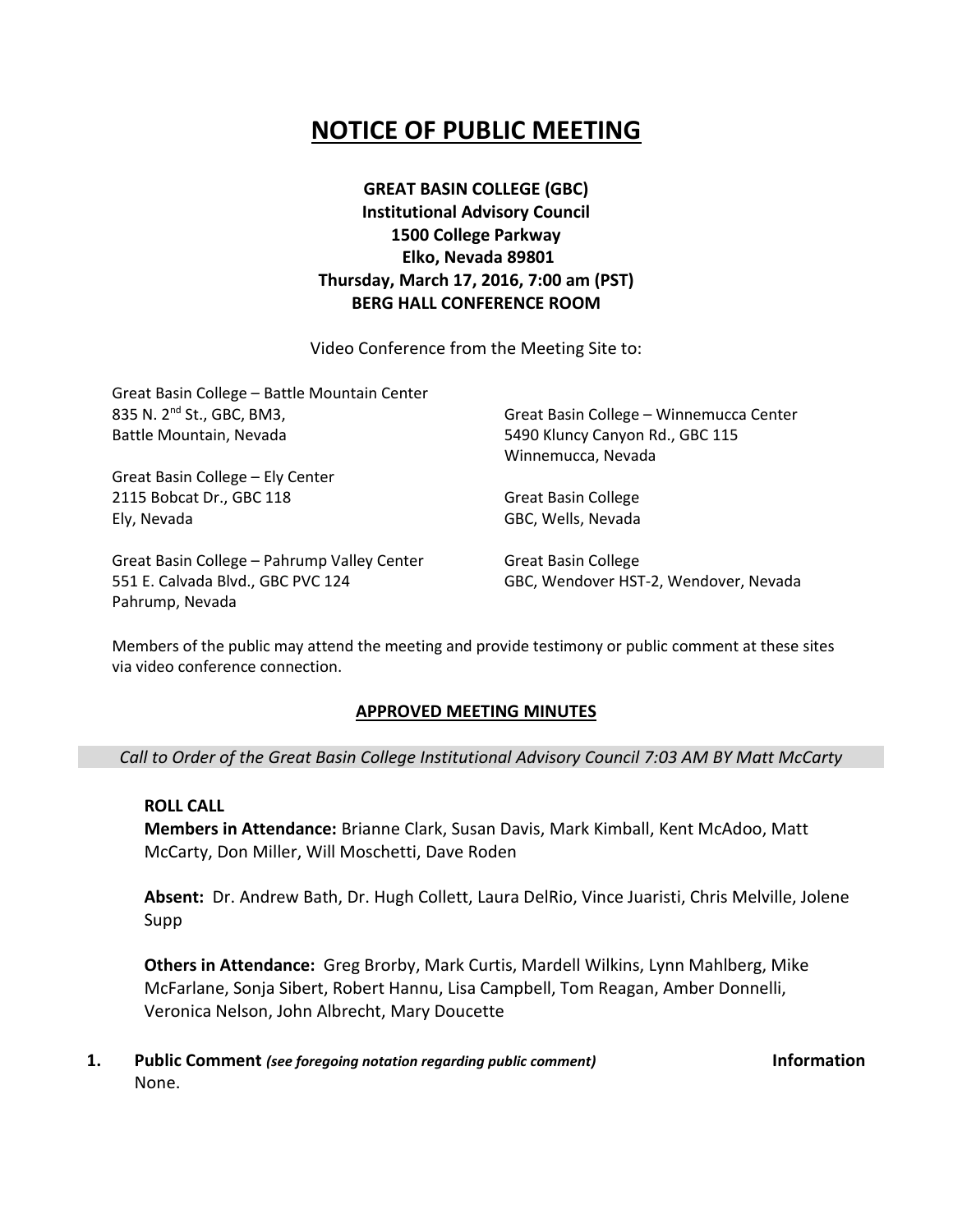# NOTICE OF PUBLIC MEETING

**GREAT BASIN COLLEGE (GBC)**
**Institutional Advisory Council**
**1500 College Parkway**
**Elko, Nevada 89801**
**Thursday, March 17, 2016, 7:00 am (PST)**
**BERG HALL CONFERENCE ROOM**

Video Conference from the Meeting Site to:

Great Basin College – Battle Mountain Center
835 N. 2nd St., GBC, BM3,
Battle Mountain, Nevada

Great Basin College – Ely Center
2115 Bobcat Dr., GBC 118
Ely, Nevada

Great Basin College – Pahrump Valley Center
551 E. Calvada Blvd., GBC PVC 124
Pahrump, Nevada

Great Basin College – Winnemucca Center
5490 Kluncy Canyon Rd., GBC 115
Winnemucca, Nevada

Great Basin College
GBC, Wells, Nevada

Great Basin College
GBC, Wendover HST-2, Wendover, Nevada

Members of the public may attend the meeting and provide testimony or public comment at these sites via video conference connection.

## APPROVED MEETING MINUTES

*Call to Order of the Great Basin College Institutional Advisory Council 7:03 AM BY Matt McCarty*

**ROLL CALL**

**Members in Attendance:** Brianne Clark, Susan Davis, Mark Kimball, Kent McAdoo, Matt McCarty, Don Miller, Will Moschetti, Dave Roden

**Absent:** Dr. Andrew Bath, Dr. Hugh Collett, Laura DelRio, Vince Juaristi, Chris Melville, Jolene Supp

**Others in Attendance:** Greg Brorby, Mark Curtis, Mardell Wilkins, Lynn Mahlberg, Mike McFarlane, Sonja Sibert, Robert Hannu, Lisa Campbell, Tom Reagan, Amber Donnelli, Veronica Nelson, John Albrecht, Mary Doucette

1. **Public Comment** ***(see foregoing notation regarding public comment)*** **Information**
   None.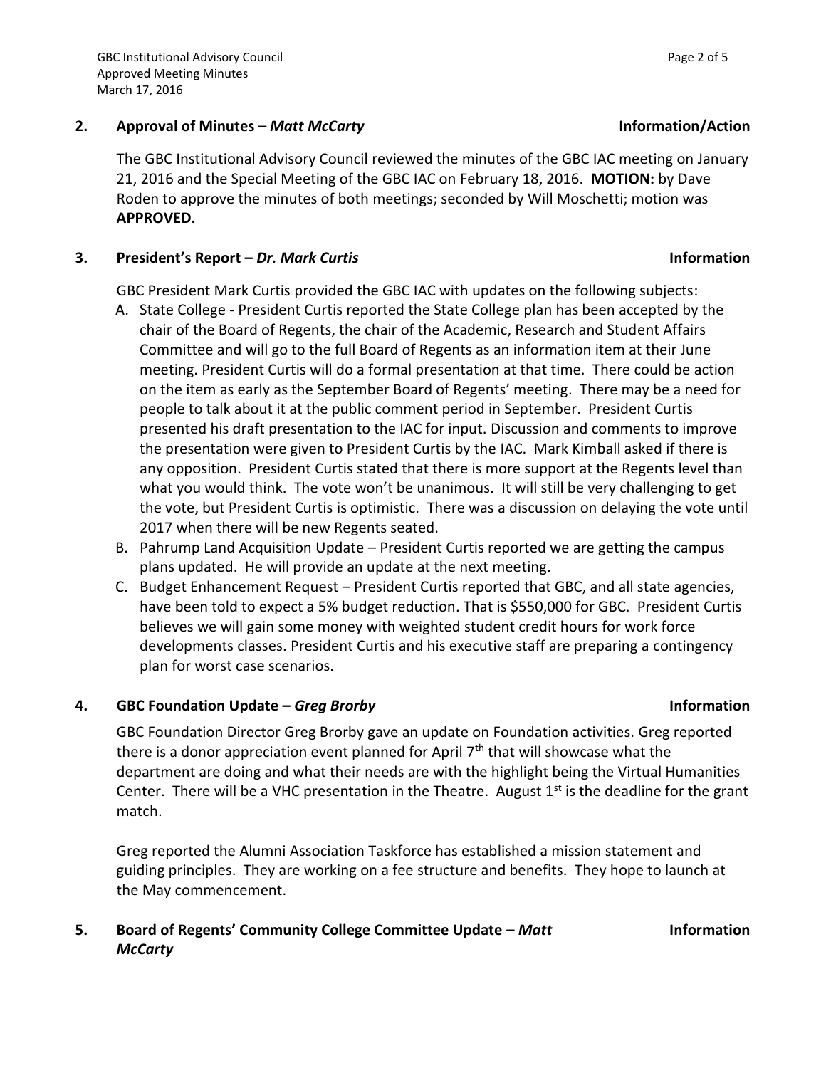## 2. Approval of Minutes – *Matt McCarty* **Information/Action**

The GBC Institutional Advisory Council reviewed the minutes of the GBC IAC meeting on January 21, 2016 and the Special Meeting of the GBC IAC on February 18, 2016. **MOTION:** by Dave Roden to approve the minutes of both meetings; seconded by Will Moschetti; motion was **APPROVED.**

## 3. President's Report – *Dr. Mark Curtis* **Information**

GBC President Mark Curtis provided the GBC IAC with updates on the following subjects:

A. State College - President Curtis reported the State College plan has been accepted by the chair of the Board of Regents, the chair of the Academic, Research and Student Affairs Committee and will go to the full Board of Regents as an information item at their June meeting. President Curtis will do a formal presentation at that time. There could be action on the item as early as the September Board of Regents' meeting. There may be a need for people to talk about it at the public comment period in September. President Curtis presented his draft presentation to the IAC for input. Discussion and comments to improve the presentation were given to President Curtis by the IAC. Mark Kimball asked if there is any opposition. President Curtis stated that there is more support at the Regents level than what you would think. The vote won't be unanimous. It will still be very challenging to get the vote, but President Curtis is optimistic. There was a discussion on delaying the vote until 2017 when there will be new Regents seated.

B. Pahrump Land Acquisition Update – President Curtis reported we are getting the campus plans updated. He will provide an update at the next meeting.

C. Budget Enhancement Request – President Curtis reported that GBC, and all state agencies, have been told to expect a 5% budget reduction. That is $550,000 for GBC. President Curtis believes we will gain some money with weighted student credit hours for work force developments classes. President Curtis and his executive staff are preparing a contingency plan for worst case scenarios.

## 4. GBC Foundation Update – *Greg Brorby* **Information**

GBC Foundation Director Greg Brorby gave an update on Foundation activities. Greg reported there is a donor appreciation event planned for April 7th that will showcase what the department are doing and what their needs are with the highlight being the Virtual Humanities Center. There will be a VHC presentation in the Theatre. August 1st is the deadline for the grant match.

Greg reported the Alumni Association Taskforce has established a mission statement and guiding principles. They are working on a fee structure and benefits. They hope to launch at the May commencement.

## 5. Board of Regents' Community College Committee Update – *Matt McCarty* **Information**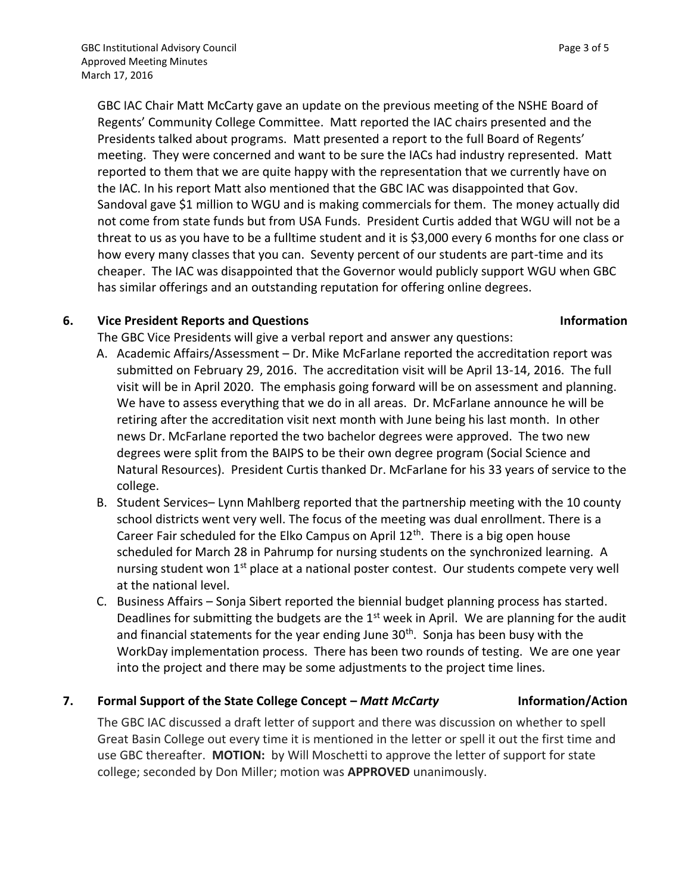GBC IAC Chair Matt McCarty gave an update on the previous meeting of the NSHE Board of Regents' Community College Committee. Matt reported the IAC chairs presented and the Presidents talked about programs. Matt presented a report to the full Board of Regents' meeting. They were concerned and want to be sure the IACs had industry represented. Matt reported to them that we are quite happy with the representation that we currently have on the IAC. In his report Matt also mentioned that the GBC IAC was disappointed that Gov. Sandoval gave $1 million to WGU and is making commercials for them. The money actually did not come from state funds but from USA Funds. President Curtis added that WGU will not be a threat to us as you have to be a fulltime student and it is $3,000 every 6 months for one class or how every many classes that you can. Seventy percent of our students are part-time and its cheaper. The IAC was disappointed that the Governor would publicly support WGU when GBC has similar offerings and an outstanding reputation for offering online degrees.

## 6. Vice President Reports and Questions — Information

The GBC Vice Presidents will give a verbal report and answer any questions:

A. Academic Affairs/Assessment – Dr. Mike McFarlane reported the accreditation report was submitted on February 29, 2016. The accreditation visit will be April 13-14, 2016. The full visit will be in April 2020. The emphasis going forward will be on assessment and planning. We have to assess everything that we do in all areas. Dr. McFarlane announce he will be retiring after the accreditation visit next month with June being his last month. In other news Dr. McFarlane reported the two bachelor degrees were approved. The two new degrees were split from the BAIPS to be their own degree program (Social Science and Natural Resources). President Curtis thanked Dr. McFarlane for his 33 years of service to the college.

B. Student Services– Lynn Mahlberg reported that the partnership meeting with the 10 county school districts went very well. The focus of the meeting was dual enrollment. There is a Career Fair scheduled for the Elko Campus on April 12th. There is a big open house scheduled for March 28 in Pahrump for nursing students on the synchronized learning. A nursing student won 1st place at a national poster contest. Our students compete very well at the national level.

C. Business Affairs – Sonja Sibert reported the biennial budget planning process has started. Deadlines for submitting the budgets are the 1st week in April. We are planning for the audit and financial statements for the year ending June 30th. Sonja has been busy with the WorkDay implementation process. There has been two rounds of testing. We are one year into the project and there may be some adjustments to the project time lines.

## 7. Formal Support of the State College Concept – *Matt McCarty* — Information/Action

The GBC IAC discussed a draft letter of support and there was discussion on whether to spell Great Basin College out every time it is mentioned in the letter or spell it out the first time and use GBC thereafter. **MOTION:** by Will Moschetti to approve the letter of support for state college; seconded by Don Miller; motion was **APPROVED** unanimously.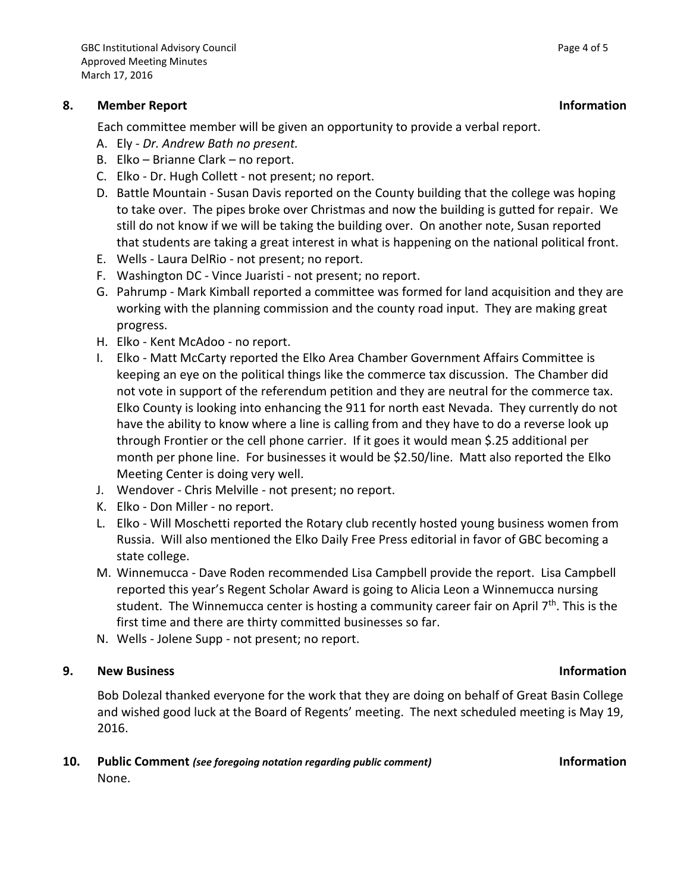**8. Member Report** **Information**

Each committee member will be given an opportunity to provide a verbal report.

A. Ely - *Dr. Andrew Bath no present.*
B. Elko – Brianne Clark – no report.
C. Elko - Dr. Hugh Collett - not present; no report.
D. Battle Mountain - Susan Davis reported on the County building that the college was hoping to take over. The pipes broke over Christmas and now the building is gutted for repair. We still do not know if we will be taking the building over. On another note, Susan reported that students are taking a great interest in what is happening on the national political front.
E. Wells - Laura DelRio - not present; no report.
F. Washington DC - Vince Juaristi - not present; no report.
G. Pahrump - Mark Kimball reported a committee was formed for land acquisition and they are working with the planning commission and the county road input. They are making great progress.
H. Elko - Kent McAdoo - no report.
I. Elko - Matt McCarty reported the Elko Area Chamber Government Affairs Committee is keeping an eye on the political things like the commerce tax discussion. The Chamber did not vote in support of the referendum petition and they are neutral for the commerce tax. Elko County is looking into enhancing the 911 for north east Nevada. They currently do not have the ability to know where a line is calling from and they have to do a reverse look up through Frontier or the cell phone carrier. If it goes it would mean $.25 additional per month per phone line. For businesses it would be $2.50/line. Matt also reported the Elko Meeting Center is doing very well.
J. Wendover - Chris Melville - not present; no report.
K. Elko - Don Miller - no report.
L. Elko - Will Moschetti reported the Rotary club recently hosted young business women from Russia. Will also mentioned the Elko Daily Free Press editorial in favor of GBC becoming a state college.
M. Winnemucca - Dave Roden recommended Lisa Campbell provide the report. Lisa Campbell reported this year's Regent Scholar Award is going to Alicia Leon a Winnemucca nursing student. The Winnemucca center is hosting a community career fair on April 7th. This is the first time and there are thirty committed businesses so far.
N. Wells - Jolene Supp - not present; no report.

**9. New Business** **Information**

Bob Dolezal thanked everyone for the work that they are doing on behalf of Great Basin College and wished good luck at the Board of Regents' meeting. The next scheduled meeting is May 19, 2016.

**10. Public Comment** ***(see foregoing notation regarding public comment)*** **Information**

None.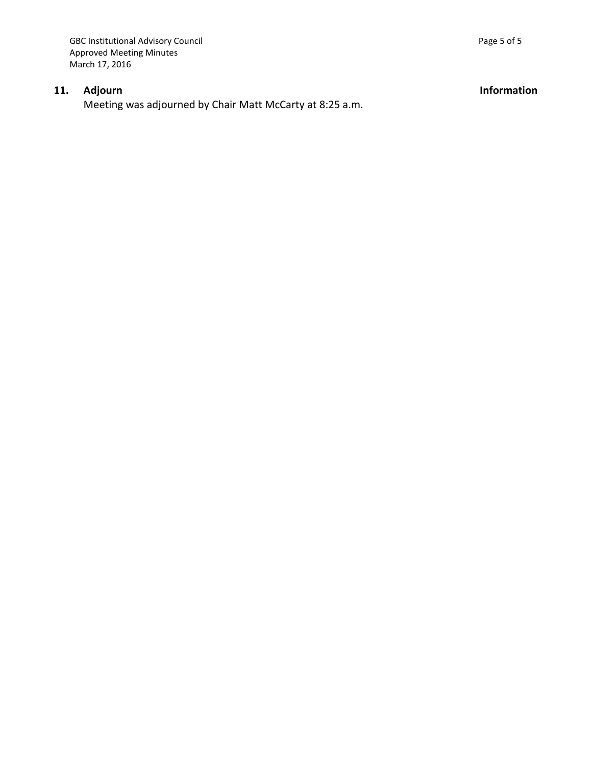## 11. Adjourn **Information**

Meeting was adjourned by Chair Matt McCarty at 8:25 a.m.